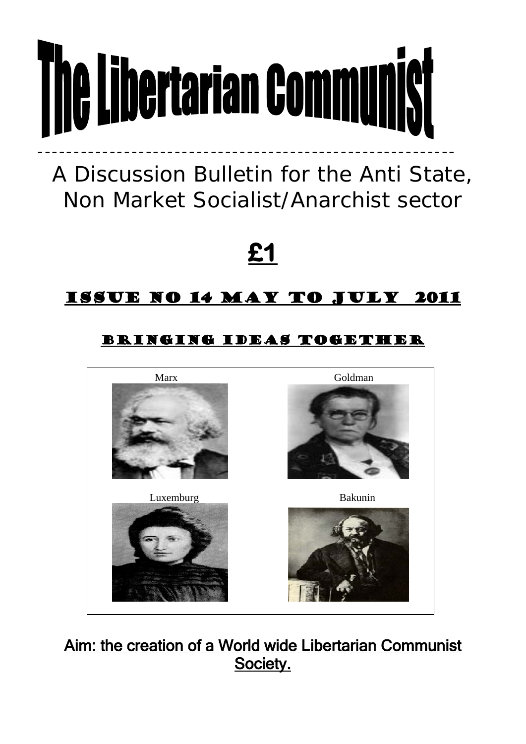# The Libertarian Communist

A Discussion Bulletin for the Anti State, Non Market Socialist/Anarchist sector

**£1**

## ISSUE NO 14 MAY TO JULY 2011

### BRINGING IDEAS TOGETHER

Marx

Goldman

Luxemburg

Bakunin

**Aim: the creation of a World wide Libertarian Communist Society.**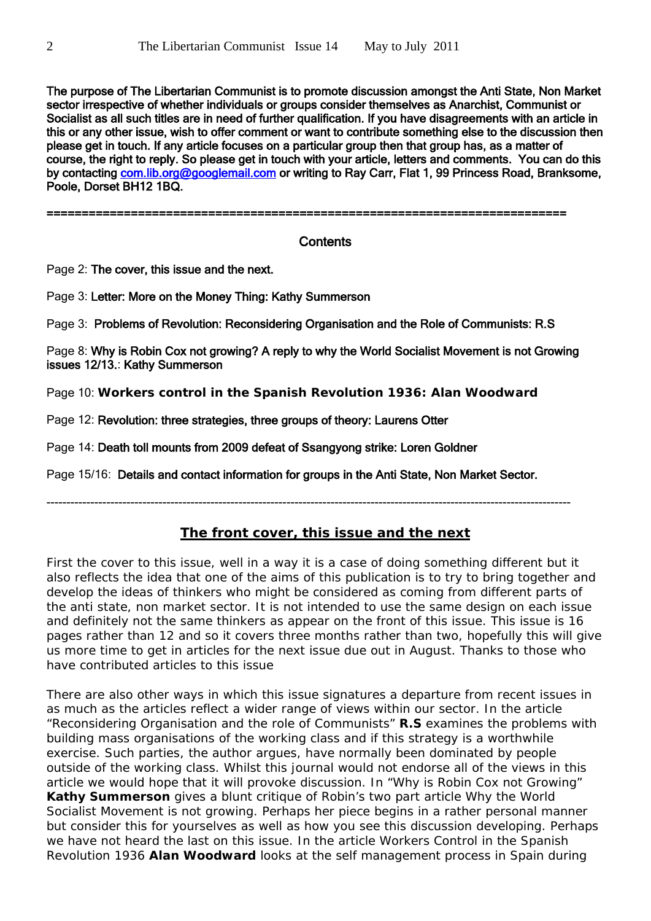**The purpose of The Libertarian Communist is to promote discussion amongst the Anti State, Non Market sector irrespective of whether individuals or groups consider themselves as Anarchist, Communist or Socialist as all such titles are in need of further qualification. If you have disagreements with an article in this or any other issue, wish to offer comment or want to contribute something else to the discussion then please get in touch. If any article focuses on a particular group then that group has, as a matter of course, the right to reply. So please get in touch with your article, letters and comments. You can do this by contacting com.lib.org@googlemail.com or writing to Ray Carr, Flat 1, 99 Princess Road, Branksome, Poole, Dorset BH12 1BQ.**

---

## Contents

Page 2: **The cover, this issue and the next.**

Page 3: **Letter: More on the Money Thing: Kathy Summerson**

Page 3: **Problems of Revolution: Reconsidering Organisation and the Role of Communists: R.S**

Page 8: **Why is Robin Cox not growing? A reply to why the World Socialist Movement is not Growing issues 12/13.: Kathy Summerson**

Page 10: **Workers control in the Spanish Revolution 1936: Alan Woodward**

Page 12: **Revolution: three strategies, three groups of theory: Laurens Otter**

Page 14: **Death toll mounts from 2009 defeat of Ssangyong strike: Loren Goldner**

Page 15/16: **Details and contact information for groups in the Anti State, Non Market Sector.**

---

## The front cover, this issue and the next

First the cover to this issue, well in a way it is a case of doing something different but it also reflects the idea that one of the aims of this publication is to try to bring together and develop the ideas of thinkers who might be considered as coming from different parts of the anti state, non market sector. It is not intended to use the same design on each issue and definitely not the same thinkers as appear on the front of this issue. This issue is 16 pages rather than 12 and so it covers three months rather than two, hopefully this will give us more time to get in articles for the next issue due out in August. Thanks to those who have contributed articles to this issue

There are also other ways in which this issue signatures a departure from recent issues in as much as the articles reflect a wider range of views within our sector. In the article "Reconsidering Organisation and the role of Communists" **R.S** examines the problems with building mass organisations of the working class and if this strategy is a worthwhile exercise. Such parties, the author argues, have normally been dominated by people outside of the working class. Whilst this journal would not endorse all of the views in this article we would hope that it will provoke discussion. In "Why is Robin Cox not Growing" **Kathy Summerson** gives a blunt critique of Robin's two part article Why the World Socialist Movement is not growing. Perhaps her piece begins in a rather personal manner but consider this for yourselves as well as how you see this discussion developing. Perhaps we have not heard the last on this issue. In the article Workers Control in the Spanish Revolution 1936 **Alan Woodward** looks at the self management process in Spain during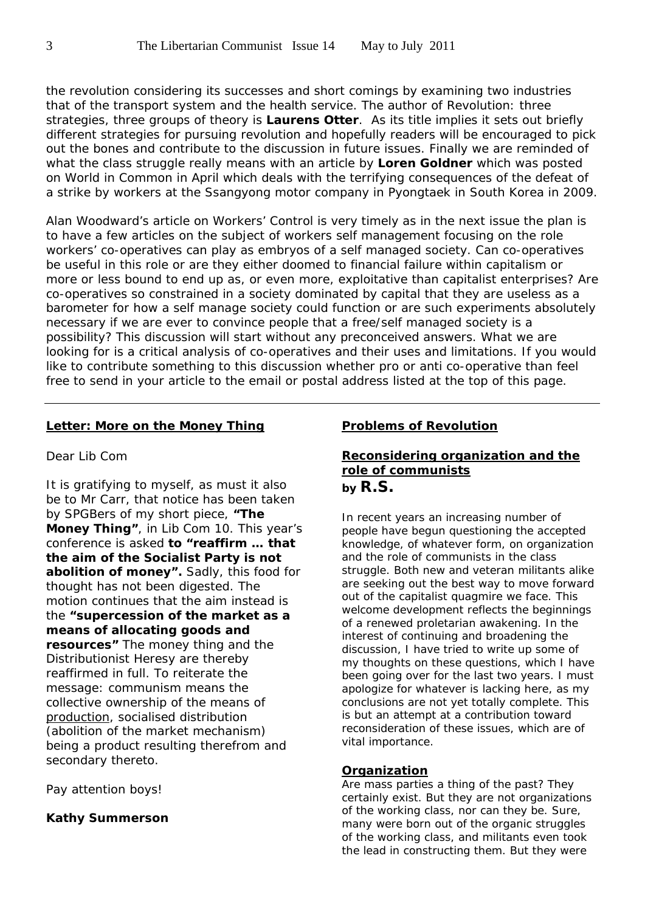the revolution considering its successes and short comings by examining two industries that of the transport system and the health service. The author of Revolution: three strategies, three groups of theory is **Laurens Otter**. As its title implies it sets out briefly different strategies for pursuing revolution and hopefully readers will be encouraged to pick out the bones and contribute to the discussion in future issues. Finally we are reminded of what the class struggle really means with an article by **Loren Goldner** which was posted on World in Common in April which deals with the terrifying consequences of the defeat of a strike by workers at the Ssangyong motor company in Pyongtaek in South Korea in 2009.

Alan Woodward's article on Workers' Control is very timely as in the next issue the plan is to have a few articles on the subject of workers self management focusing on the role workers' co-operatives can play as embryos of a self managed society. Can co-operatives be useful in this role or are they either doomed to financial failure within capitalism or more or less bound to end up as, or even more, exploitative than capitalist enterprises? Are co-operatives so constrained in a society dominated by capital that they are useless as a barometer for how a self manage society could function or are such experiments absolutely necessary if we are ever to convince people that a free/self managed society is a possibility? This discussion will start without any preconceived answers. What we are looking for is a critical analysis of co-operatives and their uses and limitations. If you would like to contribute something to this discussion whether pro or anti co-operative than feel free to send in your article to the email or postal address listed at the top of this page.

---

## Letter: More on the Money Thing

Dear Lib Com

It is gratifying to myself, as must it also be to Mr Carr, that notice has been taken by SPGBers of my short piece, **"The Money Thing"**, in Lib Com 10. This year's conference is asked **to "reaffirm … that the aim of the Socialist Party is not abolition of money".** Sadly, this food for thought has not been digested. The motion continues that the aim instead is the **"supercession of the market as a means of allocating goods and resources"** The money thing and the Distributionist Heresy are thereby reaffirmed in full. To reiterate the message: communism means the collective ownership of the means of production, socialised distribution (abolition of the market mechanism) being a product resulting therefrom and secondary thereto.

Pay attention boys!

**Kathy Summerson**

## Problems of Revolution

### Reconsidering organization and the role of communists

**by R.S.**

In recent years an increasing number of people have begun questioning the accepted knowledge, of whatever form, on organization and the role of communists in the class struggle. Both new and veteran militants alike are seeking out the best way to move forward out of the capitalist quagmire we face. This welcome development reflects the beginnings of a renewed proletarian awakening. In the interest of continuing and broadening the discussion, I have tried to write up some of my thoughts on these questions, which I have been going over for the last two years. I must apologize for whatever is lacking here, as my conclusions are not yet totally complete. This is but an attempt at a contribution toward reconsideration of these issues, which are of vital importance.

#### Organization

Are mass parties a thing of the past? They certainly exist. But they are not organizations of the working class, nor can they be. Sure, many were born out of the organic struggles of the working class, and militants even took the lead in constructing them. But they were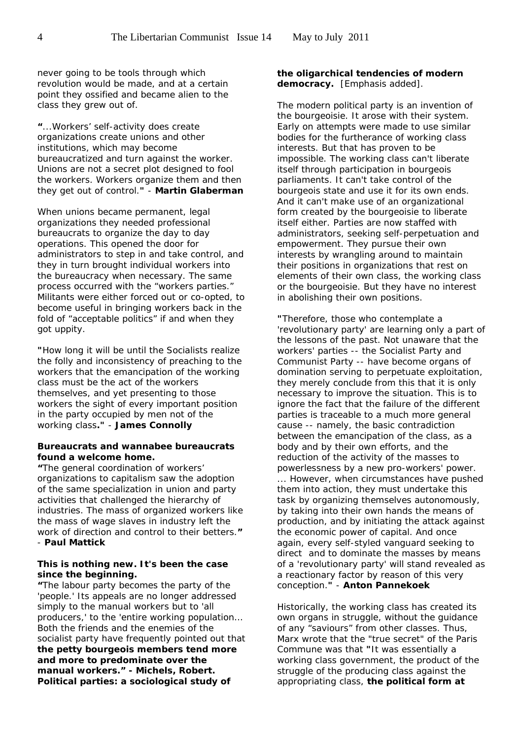never going to be tools through which revolution would be made, and at a certain point they ossified and became alien to the class they grew out of.

**"**...Workers' self-activity does create organizations create unions and other institutions, which may become bureaucratized and turn against the worker. Unions are not a secret plot designed to fool the workers. Workers organize them and then they get out of control.**"** - **Martin Glaberman**

When unions became permanent, legal organizations they needed professional bureaucrats to organize the day to day operations. This opened the door for administrators to step in and take control, and they in turn brought individual workers into the bureaucracy when necessary. The same process occurred with the "workers parties." Militants were either forced out or co-opted, to become useful in bringing workers back in the fold of "acceptable politics" if and when they got uppity.

**"**How long it will be until the Socialists realize the folly and inconsistency of preaching to the workers that the emancipation of the working class must be the act of the workers themselves, and yet presenting to those workers the sight of every important position in the party occupied by men not of the working class**."** - **James Connolly**

**Bureaucrats and wannabee bureaucrats found a welcome home.**

**"**The general coordination of workers' organizations to capitalism saw the adoption of the same specialization in union and party activities that challenged the hierarchy of industries. The mass of organized workers like the mass of wage slaves in industry left the work of direction and control to their betters.**"** - **Paul Mattick**

**This is nothing new. It's been the case since the beginning.**

**"**The labour party becomes the party of the 'people.' Its appeals are no longer addressed simply to the manual workers but to 'all producers,' to the 'entire working population... Both the friends and the enemies of the socialist party have frequently pointed out that **the petty bourgeois members tend more and more to predominate over the manual workers." - Michels, Robert. Political parties: a sociological study of the oligarchical tendencies of modern democracy.** [Emphasis added].

The modern political party is an invention of the bourgeoisie. It arose with their system. Early on attempts were made to use similar bodies for the furtherance of working class interests. But that has proven to be impossible. The working class can't liberate itself through participation in bourgeois parliaments. It can't take control of the bourgeois state and use it for its own ends. And it can't make use of an organizational form created by the bourgeoisie to liberate itself either. Parties are now staffed with administrators, seeking self-perpetuation and empowerment. They pursue their own interests by wrangling around to maintain their positions in organizations that rest on elements of their own class, the working class or the bourgeoisie. But they have no interest in abolishing their own positions.

**"**Therefore, those who contemplate a 'revolutionary party' are learning only a part of the lessons of the past. Not unaware that the workers' parties -- the Socialist Party and Communist Party -- have become organs of domination serving to perpetuate exploitation, they merely conclude from this that it is only necessary to improve the situation. This is to ignore the fact that the failure of the different parties is traceable to a much more general cause -- namely, the basic contradiction between the emancipation of the class, as a body and by their own efforts, and the reduction of the activity of the masses to powerlessness by a new pro-workers' power. ... However, when circumstances have pushed them into action, they must undertake this task by organizing themselves autonomously, by taking into their own hands the means of production, and by initiating the attack against the economic power of capital. And once again, every self-styled vanguard seeking to direct and to dominate the masses by means of a 'revolutionary party' will stand revealed as a reactionary factor by reason of this very conception.**"** - **Anton Pannekoek**

Historically, the working class has created its own organs in struggle, without the guidance of any "saviours" from other classes. Thus, Marx wrote that the "true secret" of the Paris Commune was that **"**It was essentially a working class government, the product of the struggle of the producing class against the appropriating class, **the political form at**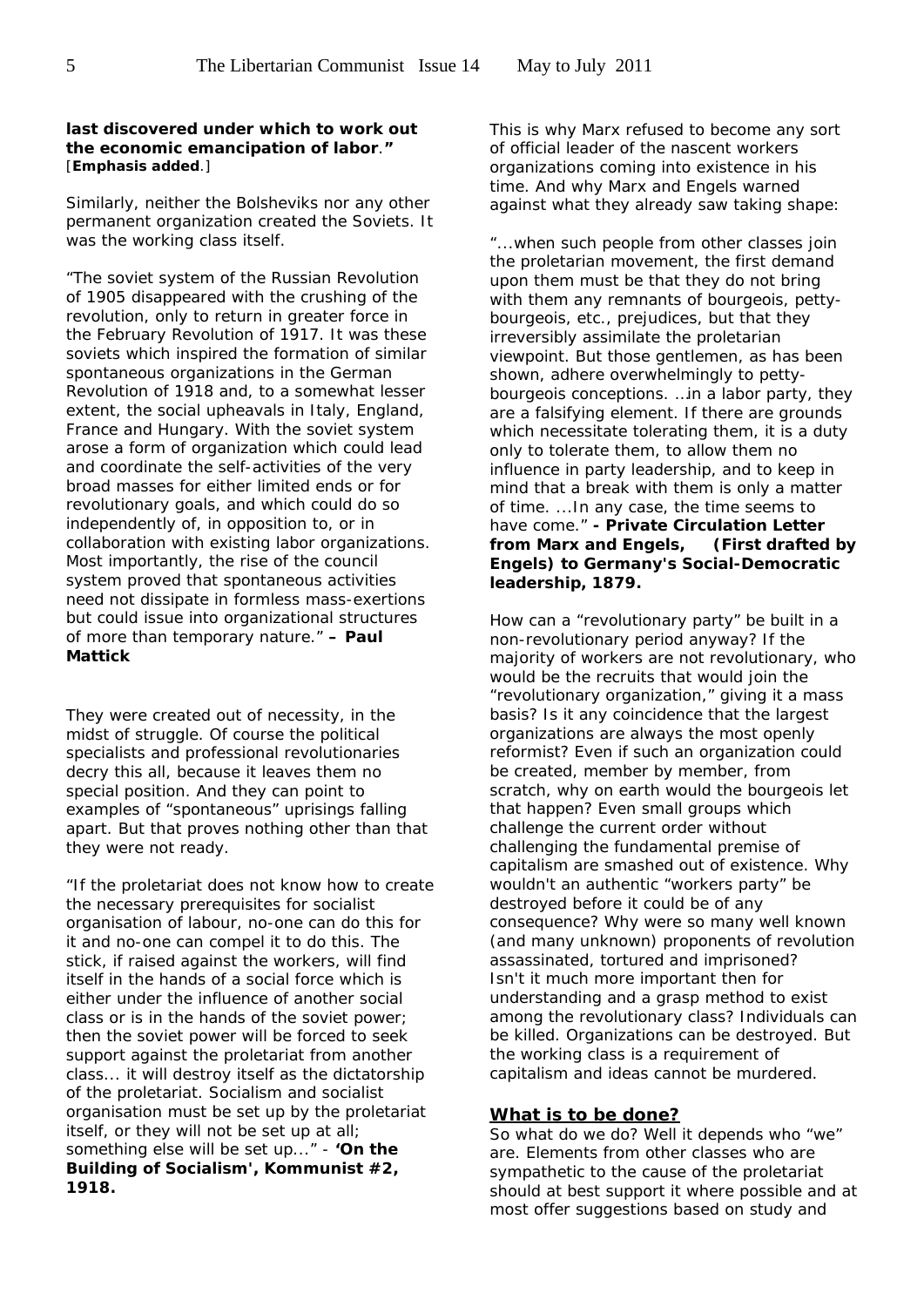**last discovered under which to work out the economic emancipation of labor.”** [**Emphasis added**.]

Similarly, neither the Bolsheviks nor any other permanent organization created the Soviets. It was the working class itself.

“The soviet system of the Russian Revolution of 1905 disappeared with the crushing of the revolution, only to return in greater force in the February Revolution of 1917. It was these soviets which inspired the formation of similar spontaneous organizations in the German Revolution of 1918 and, to a somewhat lesser extent, the social upheavals in Italy, England, France and Hungary. With the soviet system arose a form of organization which could lead and coordinate the self-activities of the very broad masses for either limited ends or for revolutionary goals, and which could do so independently of, in opposition to, or in collaboration with existing labor organizations. Most importantly, the rise of the council system proved that spontaneous activities need not dissipate in formless mass-exertions but could issue into organizational structures of more than temporary nature.” **– Paul Mattick**

They were created out of necessity, in the midst of struggle. Of course the political specialists and professional revolutionaries decry this all, because it leaves them no special position. And they can point to examples of “spontaneous” uprisings falling apart. But that proves nothing other than that they were not ready.

“If the proletariat does not know how to create the necessary prerequisites for socialist organisation of labour, no-one can do this for it and no-one can compel it to do this. The stick, if raised against the workers, will find itself in the hands of a social force which is either under the influence of another social class or is in the hands of the soviet power; then the soviet power will be forced to seek support against the proletariat from another class... it will destroy itself as the dictatorship of the proletariat. Socialism and socialist organisation must be set up by the proletariat itself, or they will not be set up at all; something else will be set up...” - **‘On the Building of Socialism', Kommunist #2, 1918.**

This is why Marx refused to become any sort of official leader of the nascent workers organizations coming into existence in his time. And why Marx and Engels warned against what they already saw taking shape:

“...when such people from other classes join the proletarian movement, the first demand upon them must be that they do not bring with them any remnants of bourgeois, petty-bourgeois, etc., prejudices, but that they irreversibly assimilate the proletarian viewpoint. But those gentlemen, as has been shown, adhere overwhelmingly to petty-bourgeois conceptions. ...in a labor party, they are a falsifying element. If there are grounds which necessitate tolerating them, it is a duty only to tolerate them, to allow them no influence in party leadership, and to keep in mind that a break with them is only a matter of time. ...In any case, the time seems to have come.” **- Private Circulation Letter from Marx and Engels, (First drafted by Engels) to Germany's Social-Democratic leadership, 1879.**

How can a “revolutionary party” be built in a non-revolutionary period anyway? If the majority of workers are not revolutionary, who would be the recruits that would join the “revolutionary organization,” giving it a mass basis? Is it any coincidence that the largest organizations are always the most openly reformist? Even if such an organization could be created, member by member, from scratch, why on earth would the bourgeois let that happen? Even small groups which challenge the current order without challenging the fundamental premise of capitalism are smashed out of existence. Why wouldn't an authentic “workers party” be destroyed before it could be of any consequence? Why were so many well known (and many unknown) proponents of revolution assassinated, tortured and imprisoned? Isn't it much more important then for understanding and a grasp method to exist among the revolutionary class? Individuals can be killed. Organizations can be destroyed. But the working class is a requirement of capitalism and ideas cannot be murdered.

## What is to be done?

So what do we do? Well it depends who “we” are. Elements from other classes who are sympathetic to the cause of the proletariat should at best support it where possible and at most offer suggestions based on study and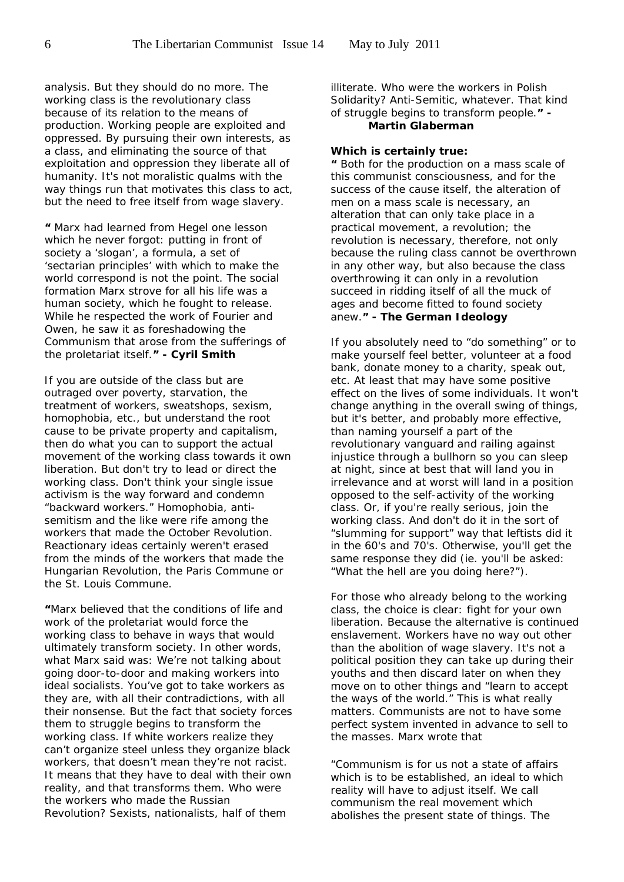analysis. But they should do no more. The working class is the revolutionary class because of its relation to the means of production. Working people are exploited and oppressed. By pursuing their own interests, as a class, and eliminating the source of that exploitation and oppression they liberate all of humanity. It's not moralistic qualms with the way things run that motivates this class to act, but the need to free itself from wage slavery.

**"** Marx had learned from Hegel one lesson which he never forgot: putting in front of society a 'slogan', a formula, a set of 'sectarian principles' with which to make the world correspond is not the point. The social formation Marx strove for all his life was a human society, which he fought to release. While he respected the work of Fourier and Owen, he saw it as foreshadowing the Communism that arose from the sufferings of the proletariat itself.**" - Cyril Smith**

If you are outside of the class but are outraged over poverty, starvation, the treatment of workers, sweatshops, sexism, homophobia, etc., but understand the root cause to be private property and capitalism, then do what you can to support the actual movement of the working class towards it own liberation. But don't try to lead or direct the working class. Don't think your single issue activism is the way forward and condemn "backward workers." Homophobia, anti-semitism and the like were rife among the workers that made the October Revolution. Reactionary ideas certainly weren't erased from the minds of the workers that made the Hungarian Revolution, the Paris Commune or the St. Louis Commune.

**"**Marx believed that the conditions of life and work of the proletariat would force the working class to behave in ways that would ultimately transform society. In other words, what Marx said was: We're not talking about going door-to-door and making workers into ideal socialists. You've got to take workers as they are, with all their contradictions, with all their nonsense. But the fact that society forces them to struggle begins to transform the working class. If white workers realize they can't organize steel unless they organize black workers, that doesn't mean they're not racist. It means that they have to deal with their own reality, and that transforms them. Who were the workers who made the Russian Revolution? Sexists, nationalists, half of them illiterate. Who were the workers in Polish Solidarity? Anti-Semitic, whatever. That kind of struggle begins to transform people.**" - Martin Glaberman**

**Which is certainly true:**

**"** Both for the production on a mass scale of this communist consciousness, and for the success of the cause itself, the alteration of men on a mass scale is necessary, an alteration that can only take place in a practical movement, a revolution; the revolution is necessary, therefore, not only because the ruling class cannot be overthrown in any other way, but also because the class overthrowing it can only in a revolution succeed in ridding itself of all the muck of ages and become fitted to found society anew.**" - The German Ideology**

If you absolutely need to "do something" or to make yourself feel better, volunteer at a food bank, donate money to a charity, speak out, etc. At least that may have some positive effect on the lives of some individuals. It won't change anything in the overall swing of things, but it's better, and probably more effective, than naming yourself a part of the revolutionary vanguard and railing against injustice through a bullhorn so you can sleep at night, since at best that will land you in irrelevance and at worst will land in a position opposed to the self-activity of the working class. Or, if you're really serious, join the working class. And don't do it in the sort of "slumming for support" way that leftists did it in the 60's and 70's. Otherwise, you'll get the same response they did (ie. you'll be asked: "What the hell are you doing here?").

For those who already belong to the working class, the choice is clear: fight for your own liberation. Because the alternative is continued enslavement. Workers have no way out other than the abolition of wage slavery. It's not a political position they can take up during their youths and then discard later on when they move on to other things and "learn to accept the ways of the world." This is what really matters. Communists are not to have some perfect system invented in advance to sell to the masses. Marx wrote that

"Communism is for us not a state of affairs which is to be established, an ideal to which reality will have to adjust itself. We call communism the real movement which abolishes the present state of things. The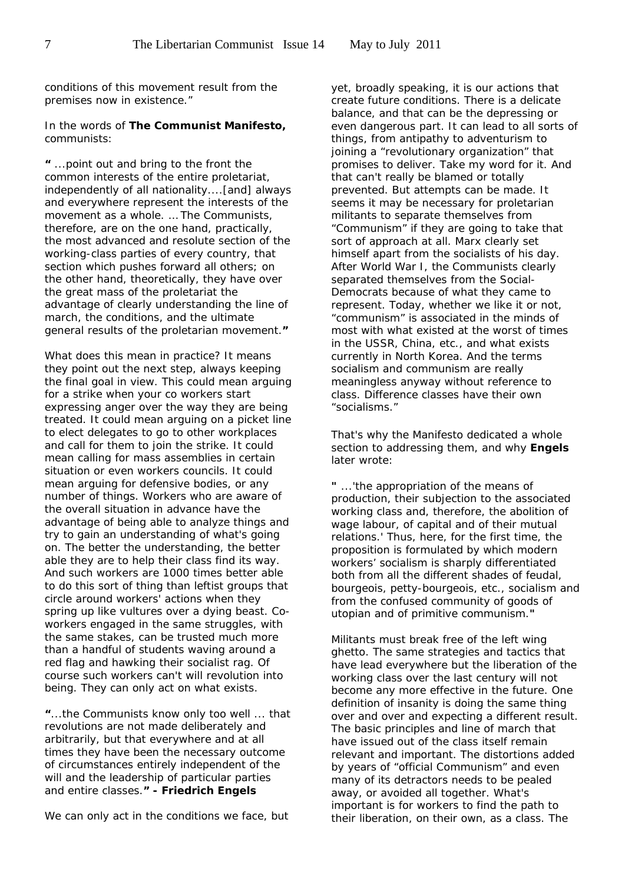conditions of this movement result from the premises now in existence."

In the words of **The Communist Manifesto,** communists:

**"** ...point out and bring to the front the common interests of the entire proletariat, independently of all nationality....[and] always and everywhere represent the interests of the movement as a whole. ... The Communists, therefore, are on the one hand, practically, the most advanced and resolute section of the working-class parties of every country, that section which pushes forward all others; on the other hand, theoretically, they have over the great mass of the proletariat the advantage of clearly understanding the line of march, the conditions, and the ultimate general results of the proletarian movement.**"**

What does this mean in practice? It means they point out the next step, always keeping the final goal in view. This could mean arguing for a strike when your co workers start expressing anger over the way they are being treated. It could mean arguing on a picket line to elect delegates to go to other workplaces and call for them to join the strike. It could mean calling for mass assemblies in certain situation or even workers councils. It could mean arguing for defensive bodies, or any number of things. Workers who are aware of the overall situation in advance have the advantage of being able to analyze things and try to gain an understanding of what's going on. The better the understanding, the better able they are to help their class find its way. And such workers are 1000 times better able to do this sort of thing than leftist groups that circle around workers' actions when they spring up like vultures over a dying beast. Co-workers engaged in the same struggles, with the same stakes, can be trusted much more than a handful of students waving around a red flag and hawking their socialist rag. Of course such workers can't will revolution into being. They can only act on what exists.

**"**...the Communists know only too well ... that revolutions are not made deliberately and arbitrarily, but that everywhere and at all times they have been the necessary outcome of circumstances entirely independent of the will and the leadership of particular parties and entire classes.**" - Friedrich Engels**

We can only act in the conditions we face, but yet, broadly speaking, it is our actions that create future conditions. There is a delicate balance, and that can be the depressing or even dangerous part. It can lead to all sorts of things, from antipathy to adventurism to joining a "revolutionary organization" that promises to deliver. Take my word for it. And that can't really be blamed or totally prevented. But attempts can be made. It seems it may be necessary for proletarian militants to separate themselves from "Communism" if they are going to take that sort of approach at all. Marx clearly set himself apart from the socialists of his day. After World War I, the Communists clearly separated themselves from the Social-Democrats because of what they came to represent. Today, whether we like it or not, "communism" is associated in the minds of most with what existed at the worst of times in the USSR, China, etc., and what exists currently in North Korea. And the terms socialism and communism are really meaningless anyway without reference to class. Difference classes have their own "socialisms."

That's why the Manifesto dedicated a whole section to addressing them, and why **Engels** later wrote:

**"** ...'the appropriation of the means of production, their subjection to the associated working class and, therefore, the abolition of wage labour, of capital and of their mutual relations.' Thus, here, for the first time, the proposition is formulated by which modern workers' socialism is sharply differentiated both from all the different shades of feudal, bourgeois, petty-bourgeois, etc., socialism and from the confused community of goods of utopian and of primitive communism.**"**

Militants must break free of the left wing ghetto. The same strategies and tactics that have lead everywhere but the liberation of the working class over the last century will not become any more effective in the future. One definition of insanity is doing the same thing over and over and expecting a different result. The basic principles and line of march that have issued out of the class itself remain relevant and important. The distortions added by years of "official Communism" and even many of its detractors needs to be pealed away, or avoided all together. What's important is for workers to find the path to their liberation, on their own, as a class. The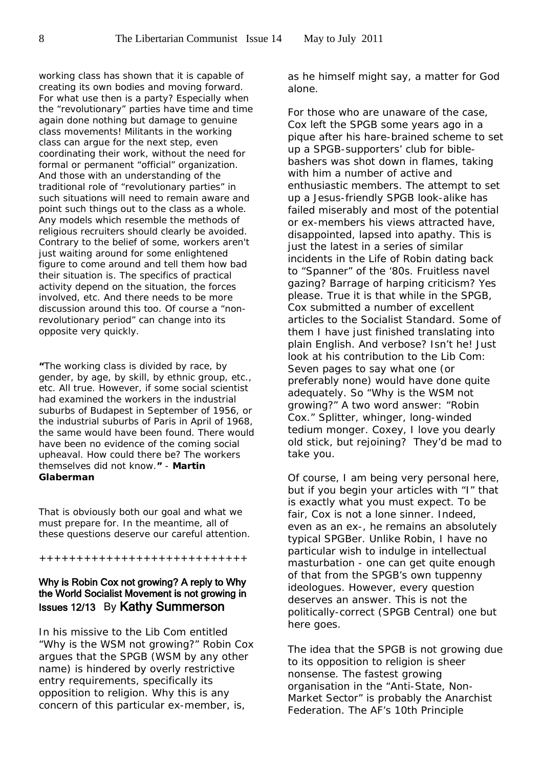working class has shown that it is capable of creating its own bodies and moving forward. For what use then is a party? Especially when the "revolutionary" parties have time and time again done nothing but damage to genuine class movements! Militants in the working class can argue for the next step, even coordinating their work, without the need for formal or permanent "official" organization. And those with an understanding of the traditional role of "revolutionary parties" in such situations will need to remain aware and point such things out to the class as a whole. Any models which resemble the methods of religious recruiters should clearly be avoided. Contrary to the belief of some, workers aren't just waiting around for some enlightened figure to come around and tell them how bad their situation is. The specifics of practical activity depend on the situation, the forces involved, etc. And there needs to be more discussion around this too. Of course a "non-revolutionary period" can change into its opposite very quickly.

**"**The working class is divided by race, by gender, by age, by skill, by ethnic group, etc., etc. All true. However, if some social scientist had examined the workers in the industrial suburbs of Budapest in September of 1956, or the industrial suburbs of Paris in April of 1968, the same would have been found. There would have been no evidence of the coming social upheaval. How could there be? The workers themselves did not know.**"** - **Martin Glaberman**

That is obviously both our goal and what we must prepare for. In the meantime, all of these questions deserve our careful attention.

++++++++++++++++++++++++++++

## Why is Robin Cox not growing? A reply to Why the World Socialist Movement is not growing in Issues 12/13 By Kathy Summerson

In his missive to the Lib Com entitled "Why is the WSM not growing?" Robin Cox argues that the SPGB (WSM by any other name) is hindered by overly restrictive entry requirements, specifically its opposition to religion. Why this is any concern of this particular ex-member, is, as he himself might say, a matter for God alone.

For those who are unaware of the case, Cox left the SPGB some years ago in a pique after his hare-brained scheme to set up a SPGB-supporters' club for bible-bashers was shot down in flames, taking with him a number of active and enthusiastic members. The attempt to set up a Jesus-friendly SPGB look-alike has failed miserably and most of the potential or ex-members his views attracted have, disappointed, lapsed into apathy. This is just the latest in a series of similar incidents in the Life of Robin dating back to "Spanner" of the '80s. Fruitless navel gazing? Barrage of harping criticism? Yes please. True it is that while in the SPGB, Cox submitted a number of excellent articles to the Socialist Standard. Some of them I have just finished translating into plain English. And verbose? Isn't he! Just look at his contribution to the Lib Com: Seven pages to say what one (or preferably none) would have done quite adequately. So "Why is the WSM not growing?" A two word answer: "Robin Cox." Splitter, whinger, long-winded tedium monger. Coxey, I love you dearly old stick, but rejoining? They'd be mad to take you.

Of course, I am being very personal here, but if you begin your articles with "I" that is exactly what you must expect. To be fair, Cox is not a lone sinner. Indeed, even as an ex-, he remains an absolutely typical SPGBer. Unlike Robin, I have no particular wish to indulge in intellectual masturbation - one can get quite enough of that from the SPGB's own tuppenny ideologues. However, every question deserves an answer. This is not the politically-correct (SPGB Central) one but here goes.

The idea that the SPGB is not growing due to its opposition to religion is sheer nonsense. The fastest growing organisation in the "Anti-State, Non-Market Sector" is probably the Anarchist Federation. The AF's 10th Principle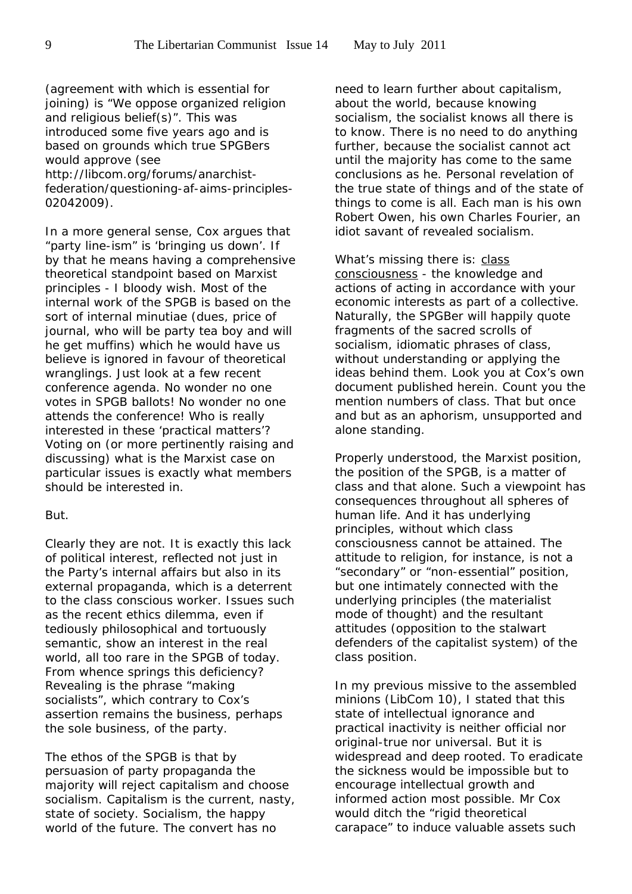(agreement with which is essential for joining) is "We oppose organized religion and religious belief(s)". This was introduced some five years ago and is based on grounds which true SPGBers would approve (see http://libcom.org/forums/anarchist-federation/questioning-af-aims-principles-02042009).

In a more general sense, Cox argues that "party line-ism" is 'bringing us down'. If by that he means having a comprehensive theoretical standpoint based on Marxist principles - I bloody wish. Most of the internal work of the SPGB is based on the sort of internal minutiae (dues, price of journal, who will be party tea boy and will he get muffins) which he would have us believe is ignored in favour of theoretical wranglings. Just look at a few recent conference agenda. No wonder no one votes in SPGB ballots! No wonder no one attends the conference! Who is really interested in these 'practical matters'? Voting on (or more pertinently raising and discussing) what is the Marxist case on particular issues is exactly what members should be interested in.

But.

Clearly they are not. It is exactly this lack of political interest, reflected not just in the Party's internal affairs but also in its external propaganda, which is a deterrent to the class conscious worker. Issues such as the recent ethics dilemma, even if tediously philosophical and tortuously semantic, show an interest in the real world, all too rare in the SPGB of today. From whence springs this deficiency? Revealing is the phrase "making socialists", which contrary to Cox's assertion remains the business, perhaps the sole business, of the party.

The ethos of the SPGB is that by persuasion of party propaganda the majority will reject capitalism and choose socialism. Capitalism is the current, nasty, state of society. Socialism, the happy world of the future. The convert has no need to learn further about capitalism, about the world, because knowing socialism, the socialist knows all there is to know. There is no need to do anything further, because the socialist cannot act until the majority has come to the same conclusions as he. Personal revelation of the true state of things and of the state of things to come is all. Each man is his own Robert Owen, his own Charles Fourier, an idiot savant of revealed socialism.

What's missing there is: class consciousness - the knowledge and actions of acting in accordance with your economic interests as part of a collective. Naturally, the SPGBer will happily quote fragments of the sacred scrolls of socialism, idiomatic phrases of class, without understanding or applying the ideas behind them. Look you at Cox's own document published herein. Count you the mention numbers of class. That but once and but as an aphorism, unsupported and alone standing.

Properly understood, the Marxist position, the position of the SPGB, is a matter of class and that alone. Such a viewpoint has consequences throughout all spheres of human life. And it has underlying principles, without which class consciousness cannot be attained. The attitude to religion, for instance, is not a "secondary" or "non-essential" position, but one intimately connected with the underlying principles (the materialist mode of thought) and the resultant attitudes (opposition to the stalwart defenders of the capitalist system) of the class position.

In my previous missive to the assembled minions (LibCom 10), I stated that this state of intellectual ignorance and practical inactivity is neither official nor original-true nor universal. But it is widespread and deep rooted. To eradicate the sickness would be impossible but to encourage intellectual growth and informed action most possible. Mr Cox would ditch the "rigid theoretical carapace" to induce valuable assets such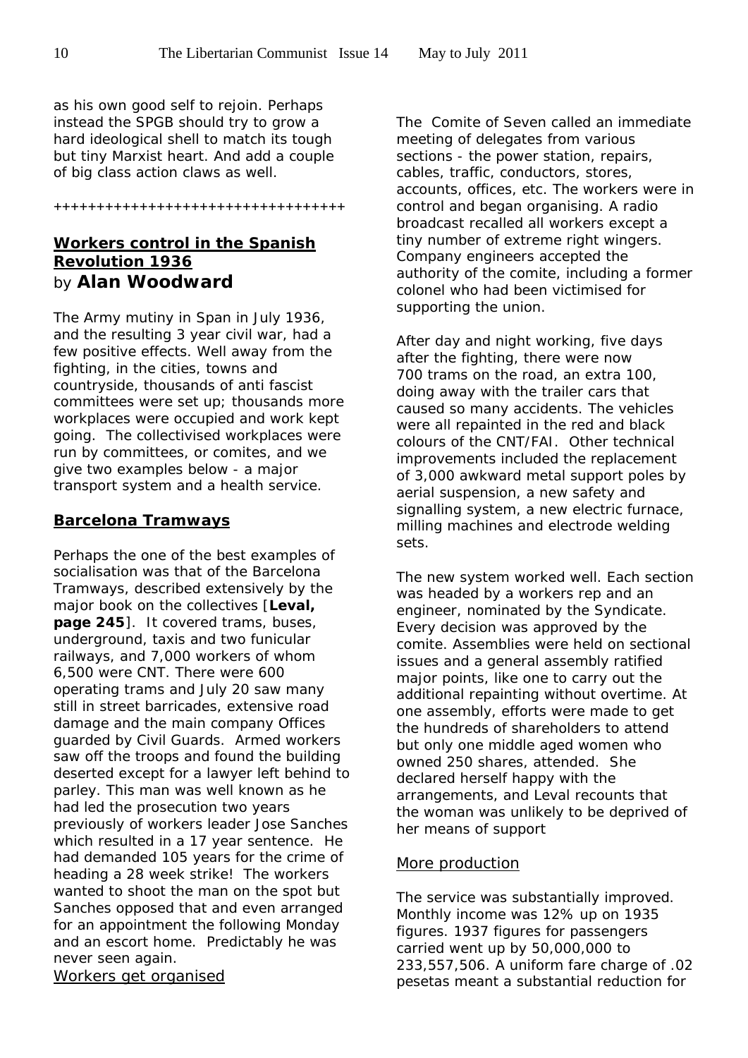as his own good self to rejoin. Perhaps instead the SPGB should try to grow a hard ideological shell to match its tough but tiny Marxist heart. And add a couple of big class action claws as well.

++++++++++++++++++++++++++++++++++

## Workers control in the Spanish Revolution 1936

by **Alan Woodward**

The Army mutiny in Span in July 1936, and the resulting 3 year civil war, had a few positive effects. Well away from the fighting, in the cities, towns and countryside, thousands of anti fascist committees were set up; thousands more workplaces were occupied and work kept going. The collectivised workplaces were run by committees, or comites, and we give two examples below - a major transport system and a health service.

### Barcelona Tramways

Perhaps the one of the best examples of socialisation was that of the Barcelona Tramways, described extensively by the major book on the collectives [**Leval, page 245**]. It covered trams, buses, underground, taxis and two funicular railways, and 7,000 workers of whom 6,500 were CNT. There were 600 operating trams and July 20 saw many still in street barricades, extensive road damage and the main company Offices guarded by Civil Guards. Armed workers saw off the troops and found the building deserted except for a lawyer left behind to parley. This man was well known as he had led the prosecution two years previously of workers leader Jose Sanches which resulted in a 17 year sentence. He had demanded 105 years for the crime of heading a 28 week strike! The workers wanted to shoot the man on the spot but Sanches opposed that and even arranged for an appointment the following Monday and an escort home. Predictably he was never seen again.

#### Workers get organised

The Comite of Seven called an immediate meeting of delegates from various sections - the power station, repairs, cables, traffic, conductors, stores, accounts, offices, etc. The workers were in control and began organising. A radio broadcast recalled all workers except a tiny number of extreme right wingers. Company engineers accepted the authority of the comite, including a former colonel who had been victimised for supporting the union.

After day and night working, five days after the fighting, there were now 700 trams on the road, an extra 100, doing away with the trailer cars that caused so many accidents. The vehicles were all repainted in the red and black colours of the CNT/FAI. Other technical improvements included the replacement of 3,000 awkward metal support poles by aerial suspension, a new safety and signalling system, a new electric furnace, milling machines and electrode welding sets.

The new system worked well. Each section was headed by a workers rep and an engineer, nominated by the Syndicate. Every decision was approved by the comite. Assemblies were held on sectional issues and a general assembly ratified major points, like one to carry out the additional repainting without overtime. At one assembly, efforts were made to get the hundreds of shareholders to attend but only one middle aged women who owned 250 shares, attended. She declared herself happy with the arrangements, and Leval recounts that the woman was unlikely to be deprived of her means of support

#### More production

The service was substantially improved. Monthly income was 12% up on 1935 figures. 1937 figures for passengers carried went up by 50,000,000 to 233,557,506. A uniform fare charge of .02 pesetas meant a substantial reduction for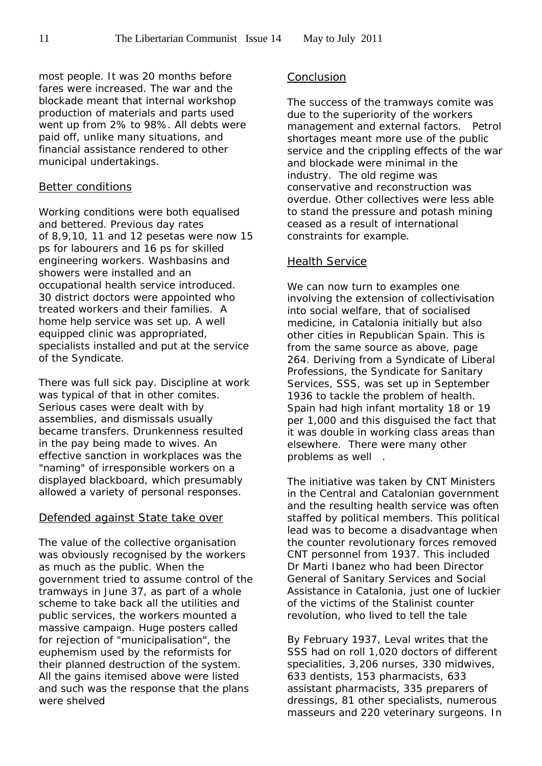most people. It was 20 months before fares were increased. The war and the blockade meant that internal workshop production of materials and parts used went up from 2% to 98%. All debts were paid off, unlike many situations, and financial assistance rendered to other municipal undertakings.

## Better conditions

Working conditions were both equalised and bettered. Previous day rates of 8,9,10, 11 and 12 pesetas were now 15 ps for labourers and 16 ps for skilled engineering workers. Washbasins and showers were installed and an occupational health service introduced. 30 district doctors were appointed who treated workers and their families. A home help service was set up. A well equipped clinic was appropriated, specialists installed and put at the service of the Syndicate.

There was full sick pay. Discipline at work was typical of that in other comites. Serious cases were dealt with by assemblies, and dismissals usually became transfers. Drunkenness resulted in the pay being made to wives. An effective sanction in workplaces was the "naming" of irresponsible workers on a displayed blackboard, which presumably allowed a variety of personal responses.

## Defended against State take over

The value of the collective organisation was obviously recognised by the workers as much as the public. When the government tried to assume control of the tramways in June 37, as part of a whole scheme to take back all the utilities and public services, the workers mounted a massive campaign. Huge posters called for rejection of "municipalisation", the euphemism used by the reformists for their planned destruction of the system. All the gains itemised above were listed and such was the response that the plans were shelved

## Conclusion

The success of the tramways comite was due to the superiority of the workers management and external factors. Petrol shortages meant more use of the public service and the crippling effects of the war and blockade were minimal in the industry. The old regime was conservative and reconstruction was overdue. Other collectives were less able to stand the pressure and potash mining ceased as a result of international constraints for example.

## Health Service

We can now turn to examples one involving the extension of collectivisation into social welfare, that of socialised medicine, in Catalonia initially but also other cities in Republican Spain. This is from the same source as above, page 264. Deriving from a Syndicate of Liberal Professions, the Syndicate for Sanitary Services, SSS, was set up in September 1936 to tackle the problem of health. Spain had high infant mortality 18 or 19 per 1,000 and this disguised the fact that it was double in working class areas than elsewhere. There were many other problems as well .

The initiative was taken by CNT Ministers in the Central and Catalonian government and the resulting health service was often staffed by political members. This political lead was to become a disadvantage when the counter revolutionary forces removed CNT personnel from 1937. This included Dr Marti Ibanez who had been Director General of Sanitary Services and Social Assistance in Catalonia, just one of luckier of the victims of the Stalinist counter revolution, who lived to tell the tale

By February 1937, Leval writes that the SSS had on roll 1,020 doctors of different specialities, 3,206 nurses, 330 midwives, 633 dentists, 153 pharmacists, 633 assistant pharmacists, 335 preparers of dressings, 81 other specialists, numerous masseurs and 220 veterinary surgeons. In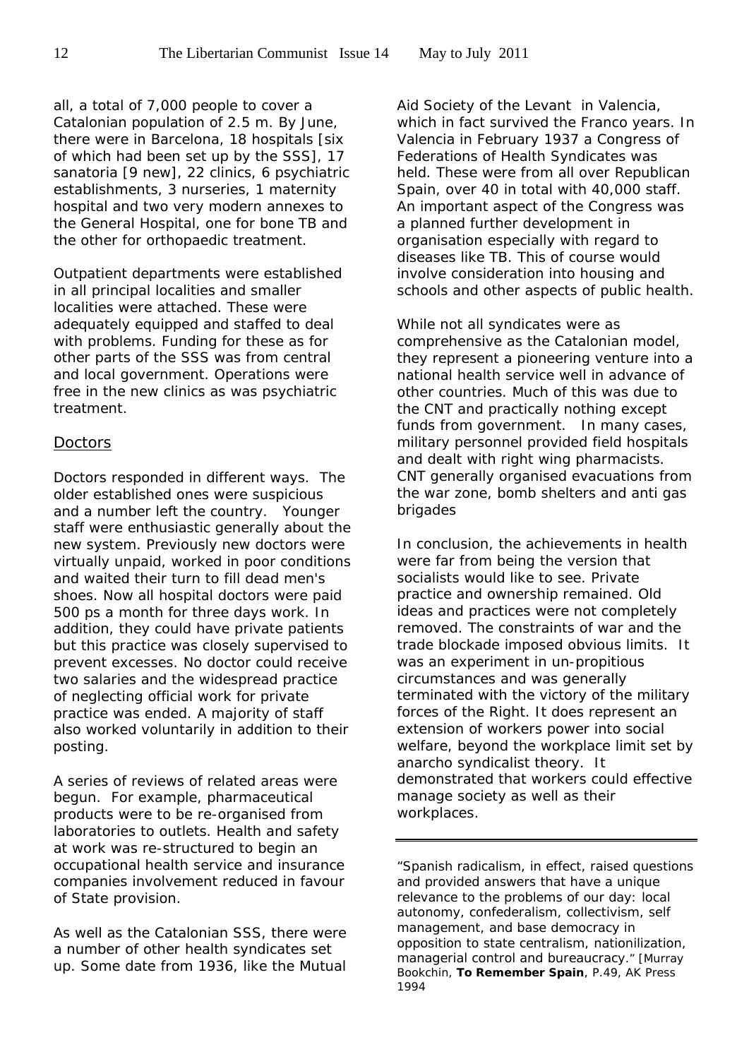all, a total of 7,000 people to cover a Catalonian population of 2.5 m. By June, there were in Barcelona, 18 hospitals [six of which had been set up by the SSS], 17 sanatoria [9 new], 22 clinics, 6 psychiatric establishments, 3 nurseries, 1 maternity hospital and two very modern annexes to the General Hospital, one for bone TB and the other for orthopaedic treatment.

Outpatient departments were established in all principal localities and smaller localities were attached. These were adequately equipped and staffed to deal with problems. Funding for these as for other parts of the SSS was from central and local government. Operations were free in the new clinics as was psychiatric treatment.

## Doctors

Doctors responded in different ways. The older established ones were suspicious and a number left the country. Younger staff were enthusiastic generally about the new system. Previously new doctors were virtually unpaid, worked in poor conditions and waited their turn to fill dead men's shoes. Now all hospital doctors were paid 500 ps a month for three days work. In addition, they could have private patients but this practice was closely supervised to prevent excesses. No doctor could receive two salaries and the widespread practice of neglecting official work for private practice was ended. A majority of staff also worked voluntarily in addition to their posting.

A series of reviews of related areas were begun. For example, pharmaceutical products were to be re-organised from laboratories to outlets. Health and safety at work was re-structured to begin an occupational health service and insurance companies involvement reduced in favour of State provision.

As well as the Catalonian SSS, there were a number of other health syndicates set up. Some date from 1936, like the Mutual Aid Society of the Levant in Valencia, which in fact survived the Franco years. In Valencia in February 1937 a Congress of Federations of Health Syndicates was held. These were from all over Republican Spain, over 40 in total with 40,000 staff. An important aspect of the Congress was a planned further development in organisation especially with regard to diseases like TB. This of course would involve consideration into housing and schools and other aspects of public health.

While not all syndicates were as comprehensive as the Catalonian model, they represent a pioneering venture into a national health service well in advance of other countries. Much of this was due to the CNT and practically nothing except funds from government. In many cases, military personnel provided field hospitals and dealt with right wing pharmacists. CNT generally organised evacuations from the war zone, bomb shelters and anti gas brigades

In conclusion, the achievements in health were far from being the version that socialists would like to see. Private practice and ownership remained. Old ideas and practices were not completely removed. The constraints of war and the trade blockade imposed obvious limits. It was an experiment in un-propitious circumstances and was generally terminated with the victory of the military forces of the Right. It does represent an extension of workers power into social welfare, beyond the workplace limit set by anarcho syndicalist theory. It demonstrated that workers could effective manage society as well as their workplaces.

---

"Spanish radicalism, in effect, raised questions and provided answers that have a unique relevance to the problems of our day: local autonomy, confederalism, collectivism, self management, and base democracy in opposition to state centralism, nationilization, managerial control and bureaucracy." [Murray Bookchin, **To Remember Spain**, P.49, AK Press 1994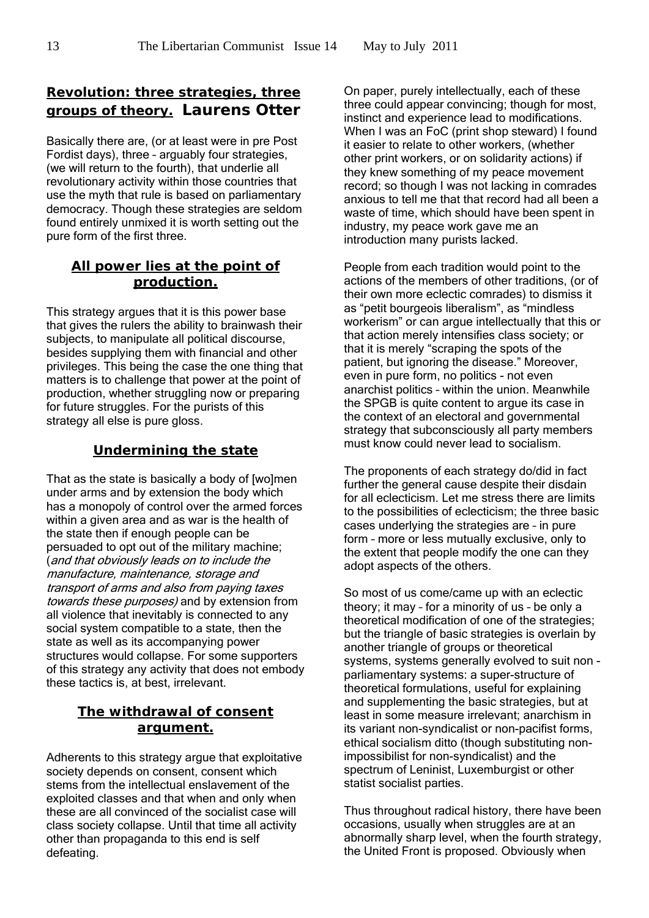## Revolution: three strategies, three groups of theory. Laurens Otter

Basically there are, (or at least were in pre Post Fordist days), three – arguably four strategies, (we will return to the fourth), that underlie all revolutionary activity within those countries that use the myth that rule is based on parliamentary democracy. Though these strategies are seldom found entirely unmixed it is worth setting out the pure form of the first three.

### All power lies at the point of production.

This strategy argues that it is this power base that gives the rulers the ability to brainwash their subjects, to manipulate all political discourse, besides supplying them with financial and other privileges. This being the case the one thing that matters is to challenge that power at the point of production, whether struggling now or preparing for future struggles. For the purists of this strategy all else is pure gloss.

### Undermining the state

That as the state is basically a body of [wo]men under arms and by extension the body which has a monopoly of control over the armed forces within a given area and as war is the health of the state then if enough people can be persuaded to opt out of the military machine; (*and that obviously leads on to include the manufacture, maintenance, storage and transport of arms and also from paying taxes towards these purposes)* and by extension from all violence that inevitably is connected to any social system compatible to a state, then the state as well as its accompanying power structures would collapse. For some supporters of this strategy any activity that does not embody these tactics is, at best, irrelevant.

### The withdrawal of consent argument.

Adherents to this strategy argue that exploitative society depends on consent, consent which stems from the intellectual enslavement of the exploited classes and that when and only when these are all convinced of the socialist case will class society collapse. Until that time all activity other than propaganda to this end is self defeating.

On paper, purely intellectually, each of these three could appear convincing; though for most, instinct and experience lead to modifications. When I was an FoC (print shop steward) I found it easier to relate to other workers, (whether other print workers, or on solidarity actions) if they knew something of my peace movement record; so though I was not lacking in comrades anxious to tell me that that record had all been a waste of time, which should have been spent in industry, my peace work gave me an introduction many purists lacked.

People from each tradition would point to the actions of the members of other traditions, (or of their own more eclectic comrades) to dismiss it as "petit bourgeois liberalism", as "mindless workerism" or can argue intellectually that this or that action merely intensifies class society; or that it is merely "scraping the spots of the patient, but ignoring the disease." Moreover, even in pure form, no politics - not even anarchist politics – within the union. Meanwhile the SPGB is quite content to argue its case in the context of an electoral and governmental strategy that subconsciously all party members must know could never lead to socialism.

The proponents of each strategy do/did in fact further the general cause despite their disdain for all eclecticism. Let me stress there are limits to the possibilities of eclecticism; the three basic cases underlying the strategies are – in pure form – more or less mutually exclusive, only to the extent that people modify the one can they adopt aspects of the others.

So most of us come/came up with an eclectic theory; it may – for a minority of us – be only a theoretical modification of one of the strategies; but the triangle of basic strategies is overlain by another triangle of groups or theoretical systems, systems generally evolved to suit non - parliamentary systems: a super-structure of theoretical formulations, useful for explaining and supplementing the basic strategies, but at least in some measure irrelevant; anarchism in its variant non-syndicalist or non-pacifist forms, ethical socialism ditto (though substituting non-impossibilist for non-syndicalist) and the spectrum of Leninist, Luxemburgist or other statist socialist parties.

Thus throughout radical history, there have been occasions, usually when struggles are at an abnormally sharp level, when the fourth strategy, the United Front is proposed. Obviously when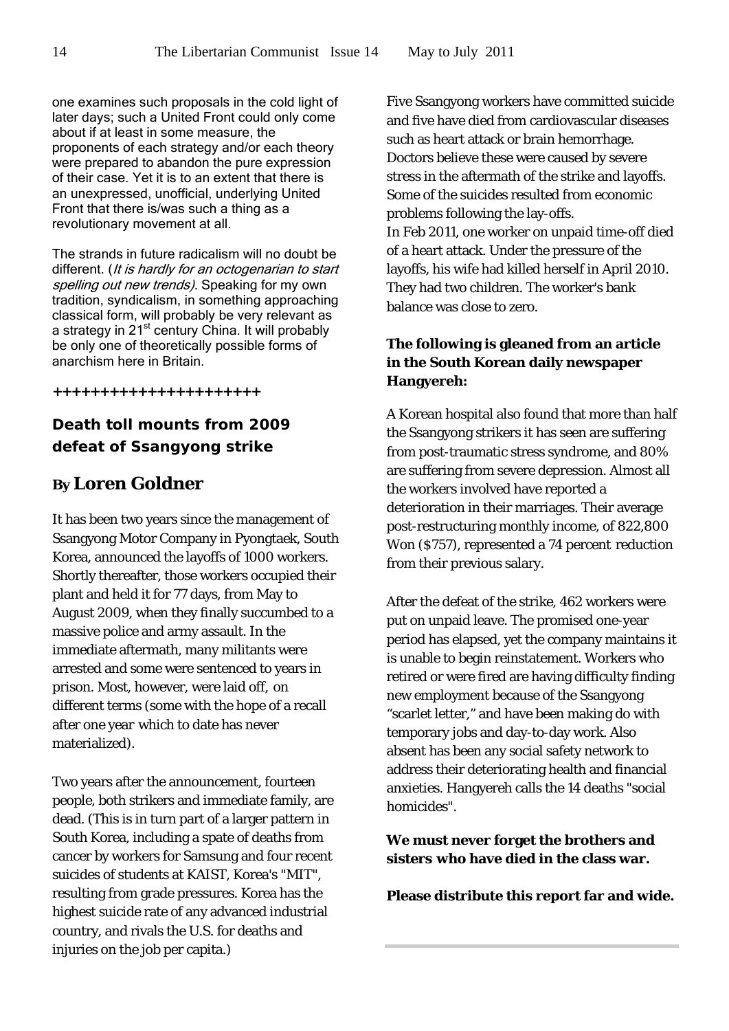one examines such proposals in the cold light of later days; such a United Front could only come about if at least in some measure, the proponents of each strategy and/or each theory were prepared to abandon the pure expression of their case. Yet it is to an extent that there is an unexpressed, unofficial, underlying United Front that there is/was such a thing as a revolutionary movement at all.

The strands in future radicalism will no doubt be different. (*It is hardly for an octogenarian to start spelling out new trends).* Speaking for my own tradition, syndicalism, in something approaching classical form, will probably be very relevant as a strategy in 21st century China. It will probably be only one of theoretically possible forms of anarchism here in Britain.

+++++++++++++++++++++

## Death toll mounts from 2009 defeat of Ssangyong strike

### By Loren Goldner

It has been two years since the management of Ssangyong Motor Company in Pyongtaek, South Korea, announced the layoffs of 1000 workers. Shortly thereafter, those workers occupied their plant and held it for 77 days, from May to August 2009, when they finally succumbed to a massive police and army assault. In the immediate aftermath, many militants were arrested and some were sentenced to years in prison. Most, however, were laid off, on different terms (some with the hope of a recall after one year which to date has never materialized).

Two years after the announcement, fourteen people, both strikers and immediate family, are dead. (This is in turn part of a larger pattern in South Korea, including a spate of deaths from cancer by workers for Samsung and four recent suicides of students at KAIST, Korea's "MIT", resulting from grade pressures. Korea has the highest suicide rate of any advanced industrial country, and rivals the U.S. for deaths and injuries on the job per capita.)

Five Ssangyong workers have committed suicide and five have died from cardiovascular diseases such as heart attack or brain hemorrhage. Doctors believe these were caused by severe stress in the aftermath of the strike and layoffs. Some of the suicides resulted from economic problems following the lay-offs.
In Feb 2011, one worker on unpaid time-off died of a heart attack. Under the pressure of the layoffs, his wife had killed herself in April 2010. They had two children. The worker's bank balance was close to zero.

**The following is gleaned from an article in the South Korean daily newspaper Hangyereh:**

A Korean hospital also found that more than half the Ssangyong strikers it has seen are suffering from post-traumatic stress syndrome, and 80% are suffering from severe depression. Almost all the workers involved have reported a deterioration in their marriages. Their average post-restructuring monthly income, of 822,800 Won ($757), represented a 74 percent reduction from their previous salary.

After the defeat of the strike, 462 workers were put on unpaid leave. The promised one-year period has elapsed, yet the company maintains it is unable to begin reinstatement. Workers who retired or were fired are having difficulty finding new employment because of the Ssangyong "scarlet letter," and have been making do with temporary jobs and day-to-day work. Also absent has been any social safety network to address their deteriorating health and financial anxieties. Hangyereh calls the 14 deaths "social homicides".

**We must never forget the brothers and sisters who have died in the class war.**

**Please distribute this report far and wide.**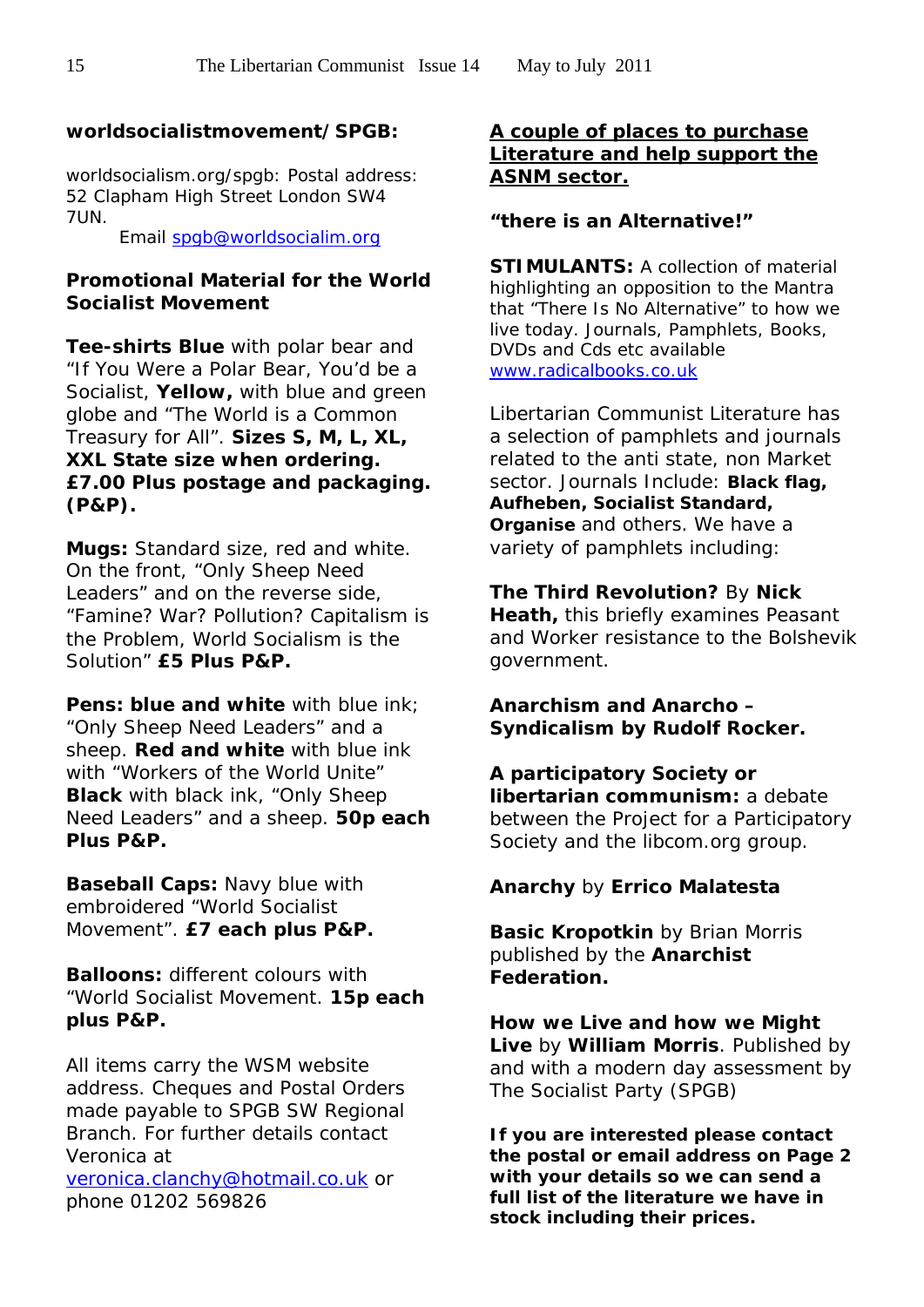**worldsocialistmovement/SPGB:**

worldsocialism.org/spgb: Postal address: 52 Clapham High Street London SW4 7UN.

Email spgb@worldsocialim.org

**Promotional Material for the World Socialist Movement**

**Tee-shirts Blue** with polar bear and "If You Were a Polar Bear, You'd be a Socialist, **Yellow,** with blue and green globe and "The World is a Common Treasury for All". **Sizes S, M, L, XL, XXL State size when ordering. £7.00 Plus postage and packaging. (P&P).**

**Mugs:** Standard size, red and white. On the front, "Only Sheep Need Leaders" and on the reverse side, "Famine? War? Pollution? Capitalism is the Problem, World Socialism is the Solution" **£5 Plus P&P.**

**Pens: blue and white** with blue ink; "Only Sheep Need Leaders" and a sheep. **Red and white** with blue ink with "Workers of the World Unite" **Black** with black ink, "Only Sheep Need Leaders" and a sheep. **50p each Plus P&P.**

**Baseball Caps:** Navy blue with embroidered "World Socialist Movement". **£7 each plus P&P.**

**Balloons:** different colours with "World Socialist Movement. **15p each plus P&P.**

All items carry the WSM website address. Cheques and Postal Orders made payable to SPGB SW Regional Branch. For further details contact Veronica at veronica.clanchy@hotmail.co.uk or phone 01202 569826

**A couple of places to purchase Literature and help support the ASNM sector.**

**"there is an Alternative!"**

**STIMULANTS:** A collection of material highlighting an opposition to the Mantra that "There Is No Alternative" to how we live today. Journals, Pamphlets, Books, DVDs and Cds etc available www.radicalbooks.co.uk

Libertarian Communist Literature has a selection of pamphlets and journals related to the anti state, non Market sector. Journals Include: **Black flag, Aufheben, Socialist Standard, Organise** and others. We have a variety of pamphlets including:

**The Third Revolution?** By **Nick Heath,** this briefly examines Peasant and Worker resistance to the Bolshevik government.

**Anarchism and Anarcho – Syndicalism by Rudolf Rocker.**

**A participatory Society or libertarian communism:** a debate between the Project for a Participatory Society and the libcom.org group.

**Anarchy** by **Errico Malatesta**

**Basic Kropotkin** by Brian Morris published by the **Anarchist Federation.**

**How we Live and how we Might Live** by **William Morris**. Published by and with a modern day assessment by The Socialist Party (SPGB)

**If you are interested please contact the postal or email address on Page 2 with your details so we can send a full list of the literature we have in stock including their prices.**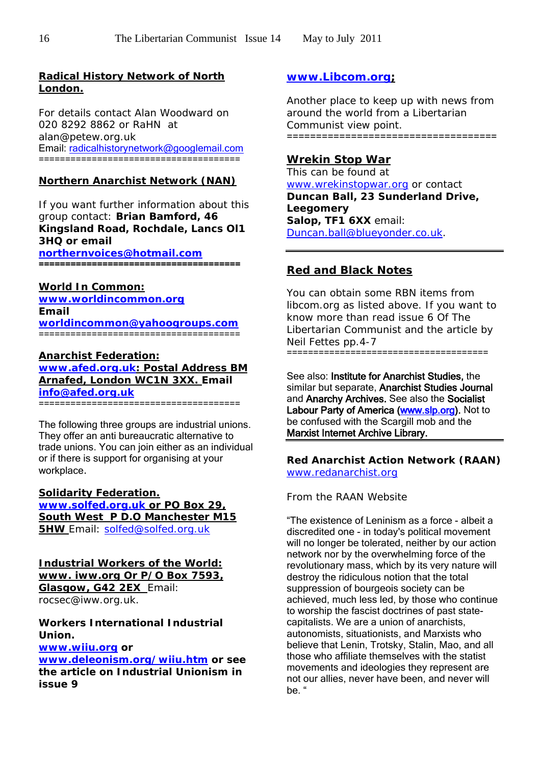**Radical History Network of North London.**

For details contact Alan Woodward on 020 8292 8862 or RaHN at alan@petew.org.uk
Email: radicalhistorynetwork@googlemail.com

=====================================

**Northern Anarchist Network (NAN)**

If you want further information about this group contact: **Brian Bamford, 46 Kingsland Road, Rochdale, Lancs Ol1 3HQ or email northernvoices@hotmail.com**

=====================================

**World In Common:**
**www.worldincommon.org**
**Email**
**worldincommon@yahoogroups.com**

=====================================

**Anarchist Federation:**
**www.afed.org.uk: Postal Address BM Arnafed, London WC1N 3XX. Email info@afed.org.uk**

=====================================

The following three groups are industrial unions. They offer an anti bureaucratic alternative to trade unions. You can join either as an individual or if there is support for organising at your workplace.

**Solidarity Federation.**
**www.solfed.org.uk or PO Box 29, South West P D.O Manchester M15 5HW** Email: solfed@solfed.org.uk

**Industrial Workers of the World:**
**www. iww.org Or P/O Box 7593, Glasgow, G42 2EX** Email: rocsec@iww.org.uk.

**Workers International Industrial Union.**
**www.wiiu.org or www.deleonism.org/wiiu.htm or see the article on Industrial Unionism in issue 9**

**www.Libcom.org;**

Another place to keep up with news from around the world from a Libertarian Communist view point.

=====================================

**Wrekin Stop War**
This can be found at www.wrekinstopwar.org or contact **Duncan Ball, 23 Sunderland Drive, Leegomery Salop, TF1 6XX** email: Duncan.ball@blueyonder.co.uk.

---

**Red and Black Notes**

You can obtain some RBN items from libcom.org as listed above. If you want to know more than read issue 6 Of The Libertarian Communist and the article by Neil Fettes pp.4-7

=====================================

See also: **Institute for Anarchist Studies**, the similar but separate, **Anarchist Studies Journal** and **Anarchy Archives**. See also the **Socialist Labour Party of America (www.slp.org)**. Not to be confused with the Scargill mob and the **Marxist Internet Archive Library.**

---

**Red Anarchist Action Network (RAAN)**
www.redanarchist.org

From the RAAN Website

"The existence of Leninism as a force - albeit a discredited one - in today's political movement will no longer be tolerated, neither by our action network nor by the overwhelming force of the revolutionary mass, which by its very nature will destroy the ridiculous notion that the total suppression of bourgeois society can be achieved, much less led, by those who continue to worship the fascist doctrines of past state-capitalists. We are a union of anarchists, autonomists, situationists, and Marxists who believe that Lenin, Trotsky, Stalin, Mao, and all those who affiliate themselves with the statist movements and ideologies they represent are not our allies, never have been, and never will be. "